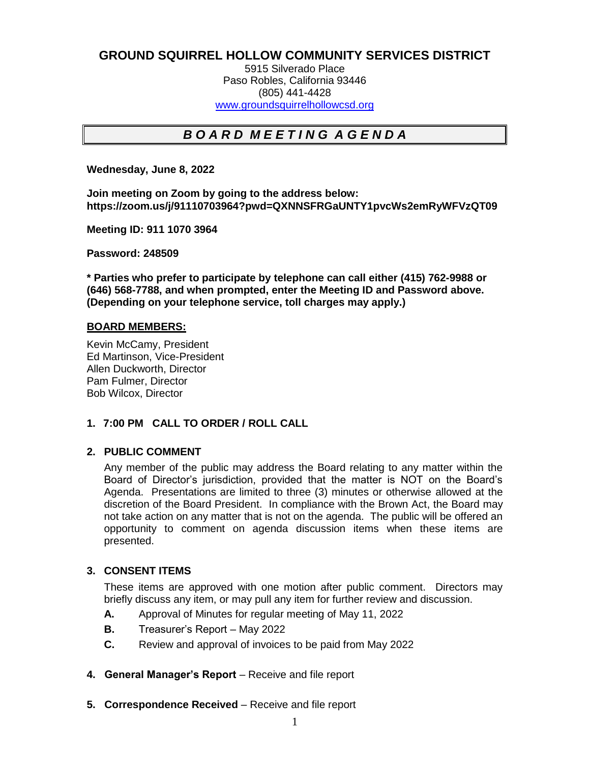# GROUND SQUIRREL HOLLOW COMMUNITY SERVICES DISTRICT

5915 Silverado Place
Paso Robles, California 93446
(805) 441-4428
www.groundsquirrelhollowcsd.org

## *B O A R D  M E E T I N G  A G E N D A*

**Wednesday, June 8, 2022**

**Join meeting on Zoom by going to the address below:**
**https://zoom.us/j/91110703964?pwd=QXNNSFRGaUNTY1pvcWs2emRyWFVzQT09**

**Meeting ID: 911 1070 3964**

**Password: 248509**

**\* Parties who prefer to participate by telephone can call either (415) 762-9988 or (646) 568-7788, and when prompted, enter the Meeting ID and Password above. (Depending on your telephone service, toll charges may apply.)**

**BOARD MEMBERS:**

Kevin McCamy, President
Ed Martinson, Vice-President
Allen Duckworth, Director
Pam Fulmer, Director
Bob Wilcox, Director

**1. 7:00 PM CALL TO ORDER / ROLL CALL**

**2. PUBLIC COMMENT**

Any member of the public may address the Board relating to any matter within the Board of Director's jurisdiction, provided that the matter is NOT on the Board's Agenda. Presentations are limited to three (3) minutes or otherwise allowed at the discretion of the Board President. In compliance with the Brown Act, the Board may not take action on any matter that is not on the agenda. The public will be offered an opportunity to comment on agenda discussion items when these items are presented.

**3. CONSENT ITEMS**

These items are approved with one motion after public comment. Directors may briefly discuss any item, or may pull any item for further review and discussion.

- **A.** Approval of Minutes for regular meeting of May 11, 2022
- **B.** Treasurer's Report – May 2022
- **C.** Review and approval of invoices to be paid from May 2022

**4. General Manager's Report** – Receive and file report

**5. Correspondence Received** – Receive and file report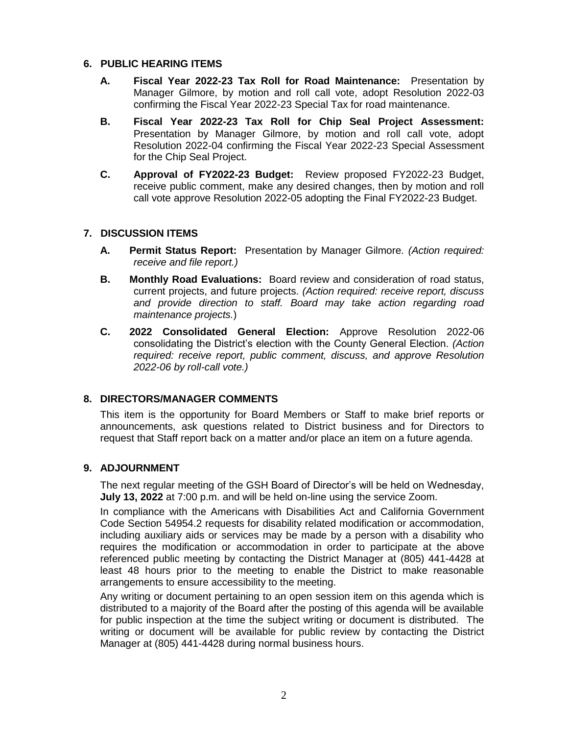## 6. PUBLIC HEARING ITEMS

**A. Fiscal Year 2022-23 Tax Roll for Road Maintenance:** Presentation by Manager Gilmore, by motion and roll call vote, adopt Resolution 2022-03 confirming the Fiscal Year 2022-23 Special Tax for road maintenance.

**B. Fiscal Year 2022-23 Tax Roll for Chip Seal Project Assessment:** Presentation by Manager Gilmore, by motion and roll call vote, adopt Resolution 2022-04 confirming the Fiscal Year 2022-23 Special Assessment for the Chip Seal Project.

**C. Approval of FY2022-23 Budget:** Review proposed FY2022-23 Budget, receive public comment, make any desired changes, then by motion and roll call vote approve Resolution 2022-05 adopting the Final FY2022-23 Budget.

## 7. DISCUSSION ITEMS

**A. Permit Status Report:** Presentation by Manager Gilmore. *(Action required: receive and file report.)*

**B. Monthly Road Evaluations:** Board review and consideration of road status, current projects, and future projects. *(Action required: receive report, discuss and provide direction to staff. Board may take action regarding road maintenance projects.*)

**C. 2022 Consolidated General Election:** Approve Resolution 2022-06 consolidating the District's election with the County General Election. *(Action required: receive report, public comment, discuss, and approve Resolution 2022-06 by roll-call vote.)*

## 8. DIRECTORS/MANAGER COMMENTS

This item is the opportunity for Board Members or Staff to make brief reports or announcements, ask questions related to District business and for Directors to request that Staff report back on a matter and/or place an item on a future agenda.

## 9. ADJOURNMENT

The next regular meeting of the GSH Board of Director's will be held on Wednesday, **July 13, 2022** at 7:00 p.m. and will be held on-line using the service Zoom.

In compliance with the Americans with Disabilities Act and California Government Code Section 54954.2 requests for disability related modification or accommodation, including auxiliary aids or services may be made by a person with a disability who requires the modification or accommodation in order to participate at the above referenced public meeting by contacting the District Manager at (805) 441-4428 at least 48 hours prior to the meeting to enable the District to make reasonable arrangements to ensure accessibility to the meeting.

Any writing or document pertaining to an open session item on this agenda which is distributed to a majority of the Board after the posting of this agenda will be available for public inspection at the time the subject writing or document is distributed. The writing or document will be available for public review by contacting the District Manager at (805) 441-4428 during normal business hours.